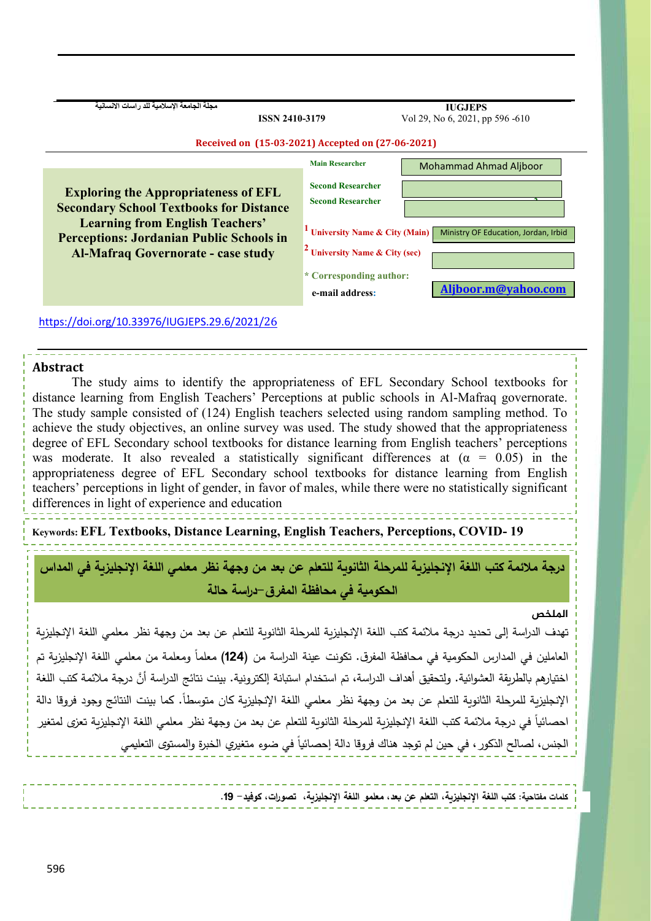مجلة الجامعة الإسلامية للد راسات الانسانية

ISSN 2410-3179

IUGJEPS
Vol 29, No 6, 2021, pp 596 -610

**Received on (15-03-2021) Accepted on (27-06-2021)**

# Exploring the Appropriateness of EFL Secondary School Textbooks for Distance Learning from English Teachers' Perceptions: Jordanian Public Schools in Al-Mafraq Governorate - case study

| | |
|---|---|
| **Main Researcher** | Mohammad Ahmad Aljboor |
| **Second Researcher** | |
| **Second Researcher** | |
| [1] **University Name & City (Main)** | Ministry OF Education, Jordan, Irbid |
| [2] **University Name & City (sec)** | |
| *** Corresponding author:** | |
| **e-mail address:** | Aljboor.m@yahoo.com |

https://doi.org/10.33976/IUGJEPS.29.6/2021/26

## Abstract

The study aims to identify the appropriateness of EFL Secondary School textbooks for distance learning from English Teachers' Perceptions at public schools in Al-Mafraq governorate. The study sample consisted of (124) English teachers selected using random sampling method. To achieve the study objectives, an online survey was used. The study showed that the appropriateness degree of EFL Secondary school textbooks for distance learning from English teachers' perceptions was moderate. It also revealed a statistically significant differences at ($\alpha$ = 0.05) in the appropriateness degree of EFL Secondary school textbooks for distance learning from English teachers' perceptions in light of gender, in favor of males, while there were no statistically significant differences in light of experience and education

**Keywords: EFL Textbooks, Distance Learning, English Teachers, Perceptions, COVID- 19**

## درجة ملائمة كتب اللغة الإنجليزية للمرحلة الثانوية للتعلم عن بعد من وجهة نظر معلمي اللغة الإنجليزية في المدارس الحكومية في محافظة المفرق–دراسة حالة

### الملخص

تهدف الدراسة إلى تحديد درجة ملائمة كتب اللغة الإنجليزية للمرحلة الثانوية للتعلم عن بعد من وجهة نظر معلمي اللغة الإنجليزية العاملين في المدارس الحكومية في محافظة المفرق. تكونت عينة الدراسة من **(124)** معلماً ومعلمة من معلمي اللغة الإنجليزية تم اختيارهم بالطريقة العشوائية. ولتحقيق أهداف الدراسة، تم استخدام استبانة إلكترونية. بينت نتائج الدراسة أنَّ درجة ملائمة كتب اللغة الإنجليزية للمرحلة الثانوية للتعلم عن بعد من وجهة نظر معلمي اللغة الإنجليزية كان متوسطاً. كما بينت النتائج وجود فروقا دالة احصائياً في درجة ملائمة كتب اللغة الإنجليزية للمرحلة الثانوية للتعلم عن بعد من وجهة نظر معلمي اللغة الإنجليزية تعزى لمتغير الجنس، لصالح الذكور، في حين لم توجد هناك فروقا دالة إحصائياً في ضوء متغيري الخبرة والمستوى التعليمي

**كلمات مفتاحية: كتب اللغة الإنجليزية، التعلم عن بعد، معلمو اللغة الإنجليزية، تصورات، كوفيد- 19.**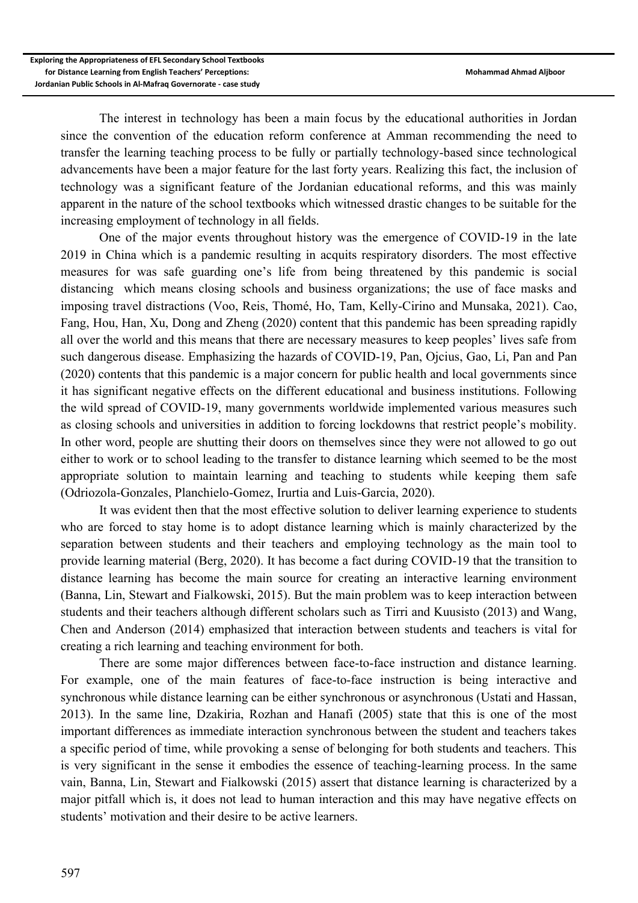The interest in technology has been a main focus by the educational authorities in Jordan since the convention of the education reform conference at Amman recommending the need to transfer the learning teaching process to be fully or partially technology-based since technological advancements have been a major feature for the last forty years. Realizing this fact, the inclusion of technology was a significant feature of the Jordanian educational reforms, and this was mainly apparent in the nature of the school textbooks which witnessed drastic changes to be suitable for the increasing employment of technology in all fields.

One of the major events throughout history was the emergence of COVID-19 in the late 2019 in China which is a pandemic resulting in acquits respiratory disorders. The most effective measures for was safe guarding one's life from being threatened by this pandemic is social distancing which means closing schools and business organizations; the use of face masks and imposing travel distractions (Voo, Reis, Thomé, Ho, Tam, Kelly-Cirino and Munsaka, 2021). Cao, Fang, Hou, Han, Xu, Dong and Zheng (2020) content that this pandemic has been spreading rapidly all over the world and this means that there are necessary measures to keep peoples' lives safe from such dangerous disease. Emphasizing the hazards of COVID-19, Pan, Ojcius, Gao, Li, Pan and Pan (2020) contents that this pandemic is a major concern for public health and local governments since it has significant negative effects on the different educational and business institutions. Following the wild spread of COVID-19, many governments worldwide implemented various measures such as closing schools and universities in addition to forcing lockdowns that restrict people's mobility. In other word, people are shutting their doors on themselves since they were not allowed to go out either to work or to school leading to the transfer to distance learning which seemed to be the most appropriate solution to maintain learning and teaching to students while keeping them safe (Odriozola-Gonzales, Planchielo-Gomez, Irurtia and Luis-Garcia, 2020).

It was evident then that the most effective solution to deliver learning experience to students who are forced to stay home is to adopt distance learning which is mainly characterized by the separation between students and their teachers and employing technology as the main tool to provide learning material (Berg, 2020). It has become a fact during COVID-19 that the transition to distance learning has become the main source for creating an interactive learning environment (Banna, Lin, Stewart and Fialkowski, 2015). But the main problem was to keep interaction between students and their teachers although different scholars such as Tirri and Kuusisto (2013) and Wang, Chen and Anderson (2014) emphasized that interaction between students and teachers is vital for creating a rich learning and teaching environment for both.

There are some major differences between face-to-face instruction and distance learning. For example, one of the main features of face-to-face instruction is being interactive and synchronous while distance learning can be either synchronous or asynchronous (Ustati and Hassan, 2013). In the same line, Dzakiria, Rozhan and Hanafi (2005) state that this is one of the most important differences as immediate interaction synchronous between the student and teachers takes a specific period of time, while provoking a sense of belonging for both students and teachers. This is very significant in the sense it embodies the essence of teaching-learning process. In the same vain, Banna, Lin, Stewart and Fialkowski (2015) assert that distance learning is characterized by a major pitfall which is, it does not lead to human interaction and this may have negative effects on students' motivation and their desire to be active learners.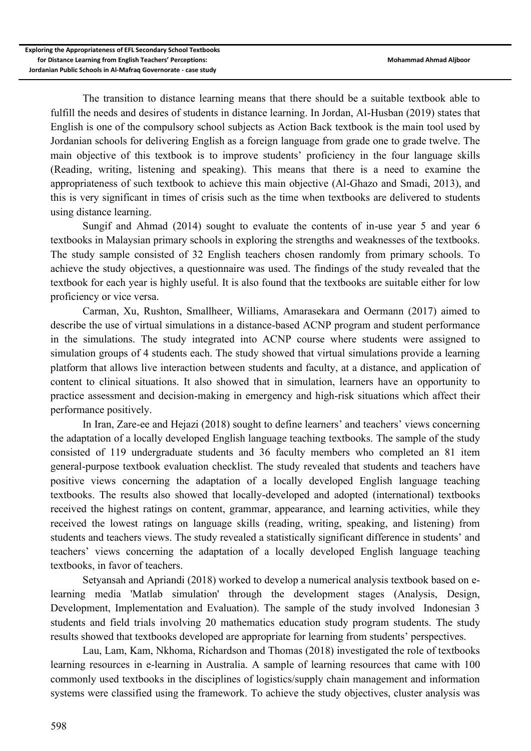The transition to distance learning means that there should be a suitable textbook able to fulfill the needs and desires of students in distance learning. In Jordan, Al-Husban (2019) states that English is one of the compulsory school subjects as Action Back textbook is the main tool used by Jordanian schools for delivering English as a foreign language from grade one to grade twelve. The main objective of this textbook is to improve students' proficiency in the four language skills (Reading, writing, listening and speaking). This means that there is a need to examine the appropriateness of such textbook to achieve this main objective (Al-Ghazo and Smadi, 2013), and this is very significant in times of crisis such as the time when textbooks are delivered to students using distance learning.

Sungif and Ahmad (2014) sought to evaluate the contents of in-use year 5 and year 6 textbooks in Malaysian primary schools in exploring the strengths and weaknesses of the textbooks. The study sample consisted of 32 English teachers chosen randomly from primary schools. To achieve the study objectives, a questionnaire was used. The findings of the study revealed that the textbook for each year is highly useful. It is also found that the textbooks are suitable either for low proficiency or vice versa.

Carman, Xu, Rushton, Smallheer, Williams, Amarasekara and Oermann (2017) aimed to describe the use of virtual simulations in a distance-based ACNP program and student performance in the simulations. The study integrated into ACNP course where students were assigned to simulation groups of 4 students each. The study showed that virtual simulations provide a learning platform that allows live interaction between students and faculty, at a distance, and application of content to clinical situations. It also showed that in simulation, learners have an opportunity to practice assessment and decision-making in emergency and high-risk situations which affect their performance positively.

In Iran, Zare-ee and Hejazi (2018) sought to define learners' and teachers' views concerning the adaptation of a locally developed English language teaching textbooks. The sample of the study consisted of 119 undergraduate students and 36 faculty members who completed an 81 item general-purpose textbook evaluation checklist. The study revealed that students and teachers have positive views concerning the adaptation of a locally developed English language teaching textbooks. The results also showed that locally-developed and adopted (international) textbooks received the highest ratings on content, grammar, appearance, and learning activities, while they received the lowest ratings on language skills (reading, writing, speaking, and listening) from students and teachers views. The study revealed a statistically significant difference in students' and teachers' views concerning the adaptation of a locally developed English language teaching textbooks, in favor of teachers.

Setyansah and Apriandi (2018) worked to develop a numerical analysis textbook based on e-learning media 'Matlab simulation' through the development stages (Analysis, Design, Development, Implementation and Evaluation). The sample of the study involved Indonesian 3 students and field trials involving 20 mathematics education study program students. The study results showed that textbooks developed are appropriate for learning from students' perspectives.

Lau, Lam, Kam, Nkhoma, Richardson and Thomas (2018) investigated the role of textbooks learning resources in e-learning in Australia. A sample of learning resources that came with 100 commonly used textbooks in the disciplines of logistics/supply chain management and information systems were classified using the framework. To achieve the study objectives, cluster analysis was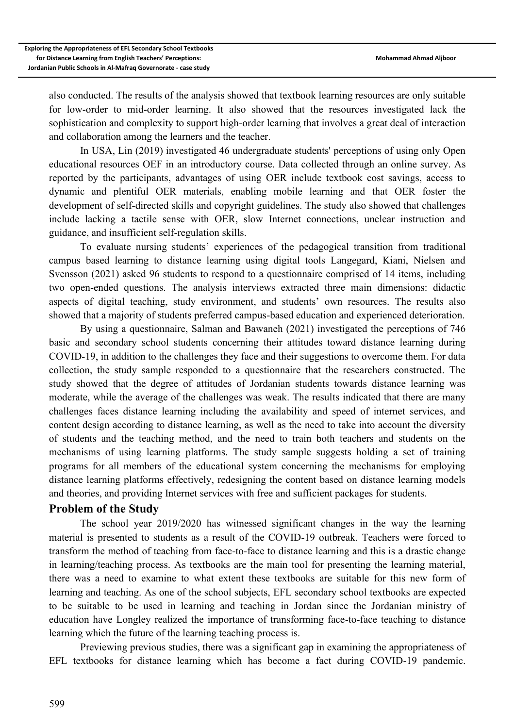also conducted. The results of the analysis showed that textbook learning resources are only suitable for low-order to mid-order learning. It also showed that the resources investigated lack the sophistication and complexity to support high-order learning that involves a great deal of interaction and collaboration among the learners and the teacher.

In USA, Lin (2019) investigated 46 undergraduate students' perceptions of using only Open educational resources OEF in an introductory course. Data collected through an online survey. As reported by the participants, advantages of using OER include textbook cost savings, access to dynamic and plentiful OER materials, enabling mobile learning and that OER foster the development of self-directed skills and copyright guidelines. The study also showed that challenges include lacking a tactile sense with OER, slow Internet connections, unclear instruction and guidance, and insufficient self-regulation skills.

To evaluate nursing students' experiences of the pedagogical transition from traditional campus based learning to distance learning using digital tools Langegard, Kiani, Nielsen and Svensson (2021) asked 96 students to respond to a questionnaire comprised of 14 items, including two open-ended questions. The analysis interviews extracted three main dimensions: didactic aspects of digital teaching, study environment, and students' own resources. The results also showed that a majority of students preferred campus-based education and experienced deterioration.

By using a questionnaire, Salman and Bawaneh (2021) investigated the perceptions of 746 basic and secondary school students concerning their attitudes toward distance learning during COVID-19, in addition to the challenges they face and their suggestions to overcome them. For data collection, the study sample responded to a questionnaire that the researchers constructed. The study showed that the degree of attitudes of Jordanian students towards distance learning was moderate, while the average of the challenges was weak. The results indicated that there are many challenges faces distance learning including the availability and speed of internet services, and content design according to distance learning, as well as the need to take into account the diversity of students and the teaching method, and the need to train both teachers and students on the mechanisms of using learning platforms. The study sample suggests holding a set of training programs for all members of the educational system concerning the mechanisms for employing distance learning platforms effectively, redesigning the content based on distance learning models and theories, and providing Internet services with free and sufficient packages for students.

## Problem of the Study

The school year 2019/2020 has witnessed significant changes in the way the learning material is presented to students as a result of the COVID-19 outbreak. Teachers were forced to transform the method of teaching from face-to-face to distance learning and this is a drastic change in learning/teaching process. As textbooks are the main tool for presenting the learning material, there was a need to examine to what extent these textbooks are suitable for this new form of learning and teaching. As one of the school subjects, EFL secondary school textbooks are expected to be suitable to be used in learning and teaching in Jordan since the Jordanian ministry of education have Longley realized the importance of transforming face-to-face teaching to distance learning which the future of the learning teaching process is.

Previewing previous studies, there was a significant gap in examining the appropriateness of EFL textbooks for distance learning which has become a fact during COVID-19 pandemic.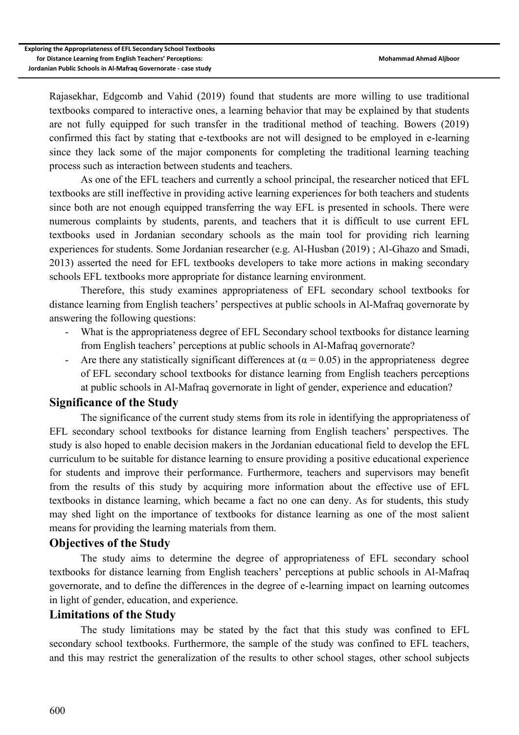Rajasekhar, Edgcomb and Vahid (2019) found that students are more willing to use traditional textbooks compared to interactive ones, a learning behavior that may be explained by that students are not fully equipped for such transfer in the traditional method of teaching. Bowers (2019) confirmed this fact by stating that e-textbooks are not will designed to be employed in e-learning since they lack some of the major components for completing the traditional learning teaching process such as interaction between students and teachers.

As one of the EFL teachers and currently a school principal, the researcher noticed that EFL textbooks are still ineffective in providing active learning experiences for both teachers and students since both are not enough equipped transferring the way EFL is presented in schools. There were numerous complaints by students, parents, and teachers that it is difficult to use current EFL textbooks used in Jordanian secondary schools as the main tool for providing rich learning experiences for students. Some Jordanian researcher (e.g. Al-Husban (2019) ; Al-Ghazo and Smadi, 2013) asserted the need for EFL textbooks developers to take more actions in making secondary schools EFL textbooks more appropriate for distance learning environment.

Therefore, this study examines appropriateness of EFL secondary school textbooks for distance learning from English teachers' perspectives at public schools in Al-Mafraq governorate by answering the following questions:

- What is the appropriateness degree of EFL Secondary school textbooks for distance learning from English teachers' perceptions at public schools in Al-Mafraq governorate?
- Are there any statistically significant differences at ($\alpha = 0.05$) in the appropriateness degree of EFL secondary school textbooks for distance learning from English teachers perceptions at public schools in Al-Mafraq governorate in light of gender, experience and education?

## Significance of the Study

The significance of the current study stems from its role in identifying the appropriateness of EFL secondary school textbooks for distance learning from English teachers' perspectives. The study is also hoped to enable decision makers in the Jordanian educational field to develop the EFL curriculum to be suitable for distance learning to ensure providing a positive educational experience for students and improve their performance. Furthermore, teachers and supervisors may benefit from the results of this study by acquiring more information about the effective use of EFL textbooks in distance learning, which became a fact no one can deny. As for students, this study may shed light on the importance of textbooks for distance learning as one of the most salient means for providing the learning materials from them.

## Objectives of the Study

The study aims to determine the degree of appropriateness of EFL secondary school textbooks for distance learning from English teachers' perceptions at public schools in Al-Mafraq governorate, and to define the differences in the degree of e-learning impact on learning outcomes in light of gender, education, and experience.

## Limitations of the Study

The study limitations may be stated by the fact that this study was confined to EFL secondary school textbooks. Furthermore, the sample of the study was confined to EFL teachers, and this may restrict the generalization of the results to other school stages, other school subjects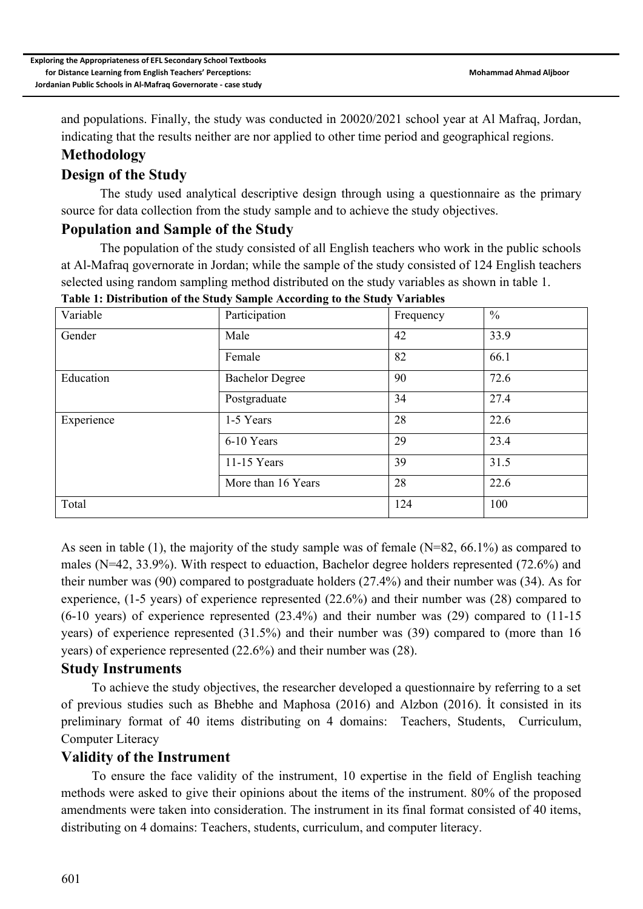and populations. Finally, the study was conducted in 20020/2021 school year at Al Mafraq, Jordan, indicating that the results neither are nor applied to other time period and geographical regions.

## Methodology

## Design of the Study

The study used analytical descriptive design through using a questionnaire as the primary source for data collection from the study sample and to achieve the study objectives.

## Population and Sample of the Study

The population of the study consisted of all English teachers who work in the public schools at Al-Mafraq governorate in Jordan; while the sample of the study consisted of 124 English teachers selected using random sampling method distributed on the study variables as shown in table 1.

**Table 1: Distribution of the Study Sample According to the Study Variables**

| Variable | Participation | Frequency | % |
|---|---|---|---|
| Gender | Male | 42 | 33.9 |
| | Female | 82 | 66.1 |
| Education | Bachelor Degree | 90 | 72.6 |
| | Postgraduate | 34 | 27.4 |
| Experience | 1-5 Years | 28 | 22.6 |
| | 6-10 Years | 29 | 23.4 |
| | 11-15 Years | 39 | 31.5 |
| | More than 16 Years | 28 | 22.6 |
| Total | | 124 | 100 |

As seen in table (1), the majority of the study sample was of female (N=82, 66.1%) as compared to males (N=42, 33.9%). With respect to eduaction, Bachelor degree holders represented (72.6%) and their number was (90) compared to postgraduate holders (27.4%) and their number was (34). As for experience, (1-5 years) of experience represented (22.6%) and their number was (28) compared to (6-10 years) of experience represented (23.4%) and their number was (29) compared to (11-15 years) of experience represented (31.5%) and their number was (39) compared to (more than 16 years) of experience represented (22.6%) and their number was (28).

## Study Instruments

To achieve the study objectives, the researcher developed a questionnaire by referring to a set of previous studies such as Bhebhe and Maphosa (2016) and Alzbon (2016). İt consisted in its preliminary format of 40 items distributing on 4 domains: Teachers, Students, Curriculum, Computer Literacy

## Validity of the Instrument

To ensure the face validity of the instrument, 10 expertise in the field of English teaching methods were asked to give their opinions about the items of the instrument. 80% of the proposed amendments were taken into consideration. The instrument in its final format consisted of 40 items, distributing on 4 domains: Teachers, students, curriculum, and computer literacy.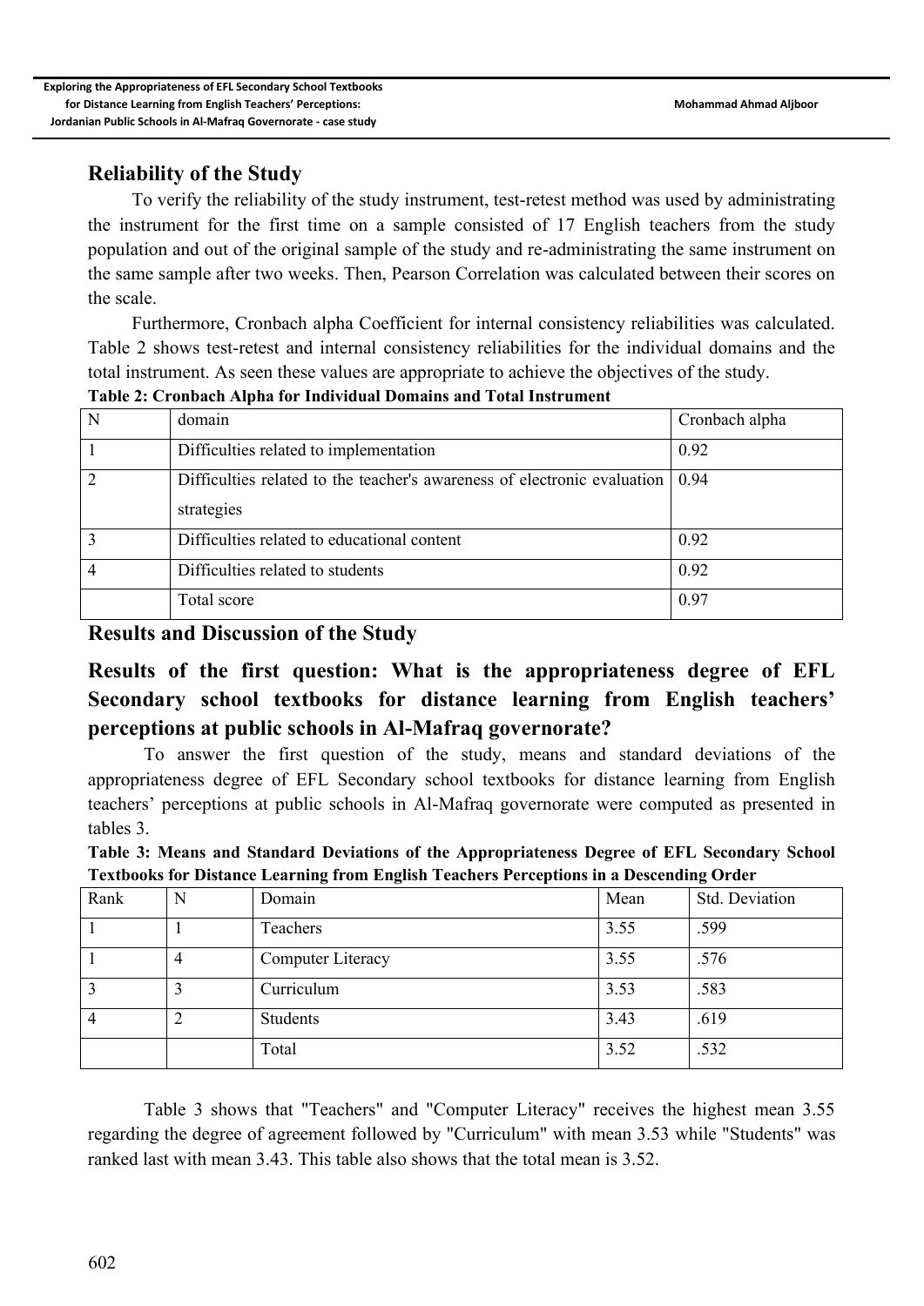## Reliability of the Study

To verify the reliability of the study instrument, test-retest method was used by administrating the instrument for the first time on a sample consisted of 17 English teachers from the study population and out of the original sample of the study and re-administrating the same instrument on the same sample after two weeks. Then, Pearson Correlation was calculated between their scores on the scale.

Furthermore, Cronbach alpha Coefficient for internal consistency reliabilities was calculated. Table 2 shows test-retest and internal consistency reliabilities for the individual domains and the total instrument. As seen these values are appropriate to achieve the objectives of the study.

**Table 2: Cronbach Alpha for Individual Domains and Total Instrument**

| N | domain | Cronbach alpha |
|---|---|---|
| 1 | Difficulties related to implementation | 0.92 |
| 2 | Difficulties related to the teacher's awareness of electronic evaluation strategies | 0.94 |
| 3 | Difficulties related to educational content | 0.92 |
| 4 | Difficulties related to students | 0.92 |
| | Total score | 0.97 |

## Results and Discussion of the Study

## Results of the first question: What is the appropriateness degree of EFL Secondary school textbooks for distance learning from English teachers' perceptions at public schools in Al-Mafraq governorate?

To answer the first question of the study, means and standard deviations of the appropriateness degree of EFL Secondary school textbooks for distance learning from English teachers' perceptions at public schools in Al-Mafraq governorate were computed as presented in tables 3.

**Table 3: Means and Standard Deviations of the Appropriateness Degree of EFL Secondary School Textbooks for Distance Learning from English Teachers Perceptions in a Descending Order**

| Rank | N | Domain | Mean | Std. Deviation |
|---|---|---|---|---|
| 1 | 1 | Teachers | 3.55 | .599 |
| 1 | 4 | Computer Literacy | 3.55 | .576 |
| 3 | 3 | Curriculum | 3.53 | .583 |
| 4 | 2 | Students | 3.43 | .619 |
| | | Total | 3.52 | .532 |

Table 3 shows that "Teachers" and "Computer Literacy" receives the highest mean 3.55 regarding the degree of agreement followed by "Curriculum" with mean 3.53 while "Students" was ranked last with mean 3.43. This table also shows that the total mean is 3.52.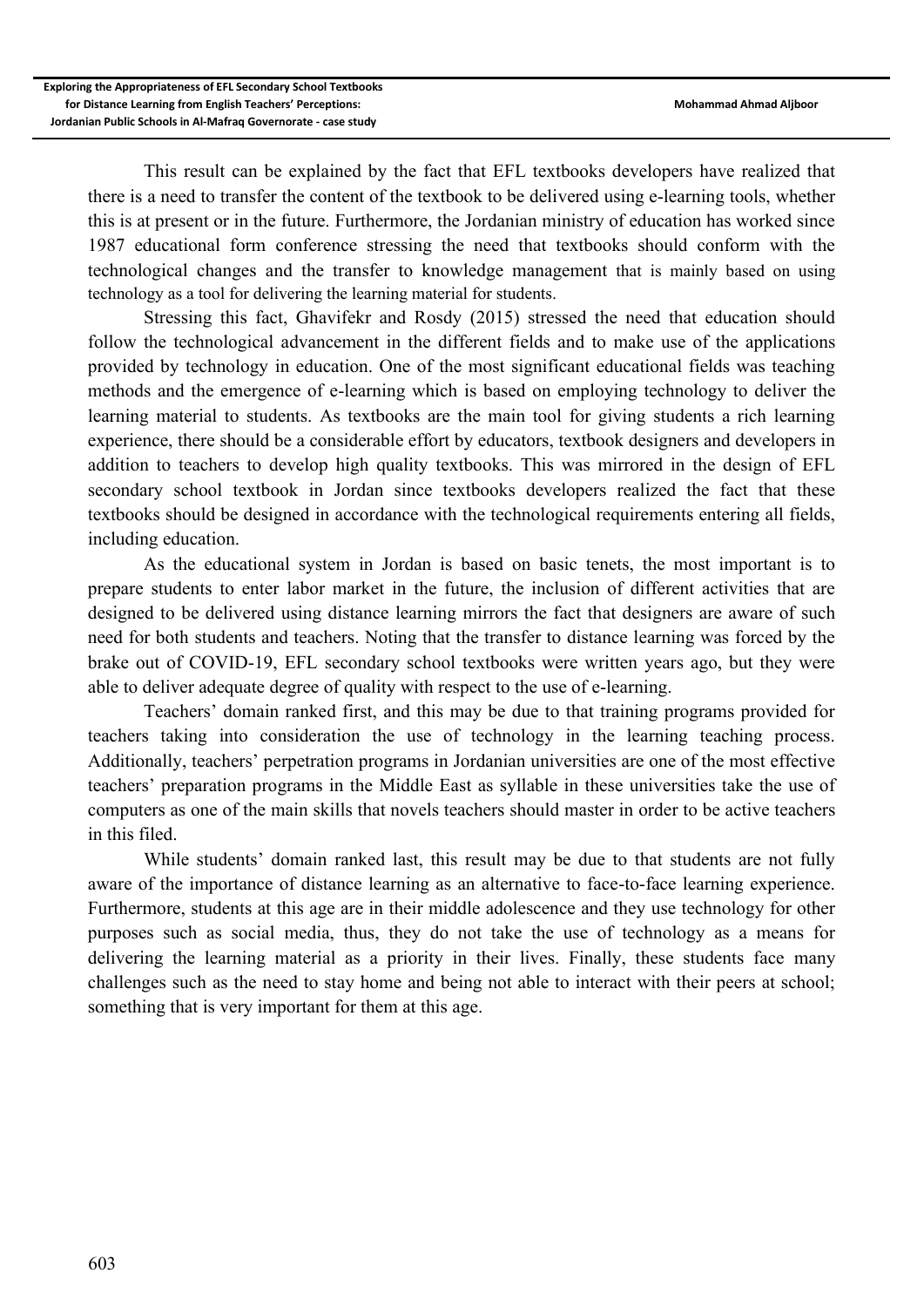This result can be explained by the fact that EFL textbooks developers have realized that there is a need to transfer the content of the textbook to be delivered using e-learning tools, whether this is at present or in the future. Furthermore, the Jordanian ministry of education has worked since 1987 educational form conference stressing the need that textbooks should conform with the technological changes and the transfer to knowledge management that is mainly based on using technology as a tool for delivering the learning material for students.

Stressing this fact, Ghavifekr and Rosdy (2015) stressed the need that education should follow the technological advancement in the different fields and to make use of the applications provided by technology in education. One of the most significant educational fields was teaching methods and the emergence of e-learning which is based on employing technology to deliver the learning material to students. As textbooks are the main tool for giving students a rich learning experience, there should be a considerable effort by educators, textbook designers and developers in addition to teachers to develop high quality textbooks. This was mirrored in the design of EFL secondary school textbook in Jordan since textbooks developers realized the fact that these textbooks should be designed in accordance with the technological requirements entering all fields, including education.

As the educational system in Jordan is based on basic tenets, the most important is to prepare students to enter labor market in the future, the inclusion of different activities that are designed to be delivered using distance learning mirrors the fact that designers are aware of such need for both students and teachers. Noting that the transfer to distance learning was forced by the brake out of COVID-19, EFL secondary school textbooks were written years ago, but they were able to deliver adequate degree of quality with respect to the use of e-learning.

Teachers' domain ranked first, and this may be due to that training programs provided for teachers taking into consideration the use of technology in the learning teaching process. Additionally, teachers' perpetration programs in Jordanian universities are one of the most effective teachers' preparation programs in the Middle East as syllable in these universities take the use of computers as one of the main skills that novels teachers should master in order to be active teachers in this filed.

While students' domain ranked last, this result may be due to that students are not fully aware of the importance of distance learning as an alternative to face-to-face learning experience. Furthermore, students at this age are in their middle adolescence and they use technology for other purposes such as social media, thus, they do not take the use of technology as a means for delivering the learning material as a priority in their lives. Finally, these students face many challenges such as the need to stay home and being not able to interact with their peers at school; something that is very important for them at this age.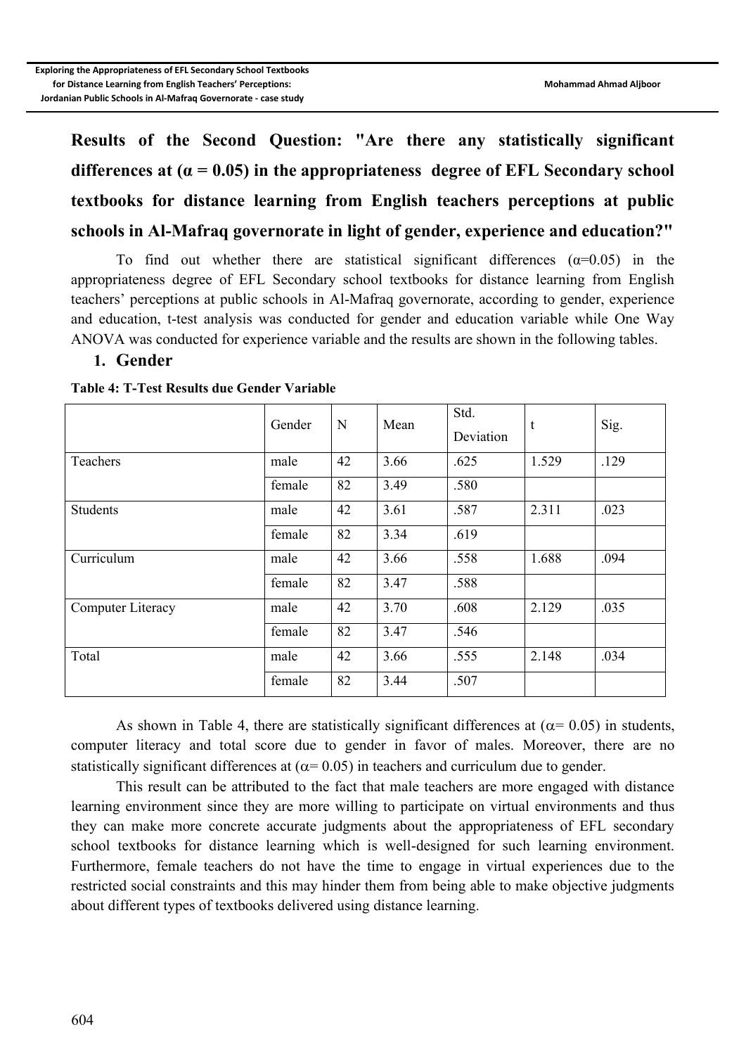## Results of the Second Question: "Are there any statistically significant differences at (α = 0.05) in the appropriateness degree of EFL Secondary school textbooks for distance learning from English teachers perceptions at public schools in Al-Mafraq governorate in light of gender, experience and education?"

To find out whether there are statistical significant differences (α=0.05) in the appropriateness degree of EFL Secondary school textbooks for distance learning from English teachers' perceptions at public schools in Al-Mafraq governorate, according to gender, experience and education, t-test analysis was conducted for gender and education variable while One Way ANOVA was conducted for experience variable and the results are shown in the following tables.

### 1. Gender

**Table 4: T-Test Results due Gender Variable**

| | Gender | N | Mean | Std. Deviation | t | Sig. |
|---|---|---|---|---|---|---|
| Teachers | male | 42 | 3.66 | .625 | 1.529 | .129 |
| | female | 82 | 3.49 | .580 | | |
| Students | male | 42 | 3.61 | .587 | 2.311 | .023 |
| | female | 82 | 3.34 | .619 | | |
| Curriculum | male | 42 | 3.66 | .558 | 1.688 | .094 |
| | female | 82 | 3.47 | .588 | | |
| Computer Literacy | male | 42 | 3.70 | .608 | 2.129 | .035 |
| | female | 82 | 3.47 | .546 | | |
| Total | male | 42 | 3.66 | .555 | 2.148 | .034 |
| | female | 82 | 3.44 | .507 | | |

As shown in Table 4, there are statistically significant differences at ($\alpha$= 0.05) in students, computer literacy and total score due to gender in favor of males. Moreover, there are no statistically significant differences at ($\alpha$= 0.05) in teachers and curriculum due to gender.

This result can be attributed to the fact that male teachers are more engaged with distance learning environment since they are more willing to participate on virtual environments and thus they can make more concrete accurate judgments about the appropriateness of EFL secondary school textbooks for distance learning which is well-designed for such learning environment. Furthermore, female teachers do not have the time to engage in virtual experiences due to the restricted social constraints and this may hinder them from being able to make objective judgments about different types of textbooks delivered using distance learning.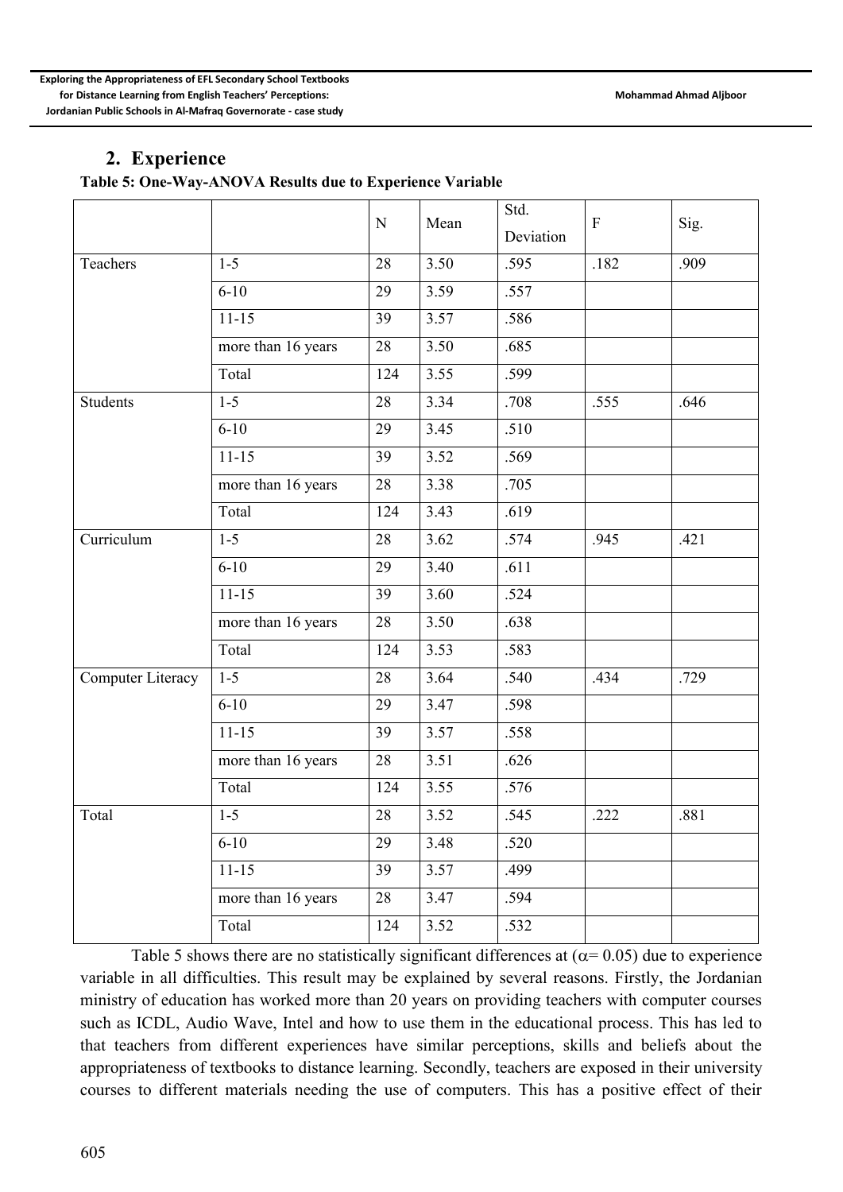## 2. Experience

**Table 5: One-Way-ANOVA Results due to Experience Variable**

| | | N | Mean | Std. Deviation | F | Sig. |
|---|---|---|---|---|---|---|
| Teachers | 1-5 | 28 | 3.50 | .595 | .182 | .909 |
| | 6-10 | 29 | 3.59 | .557 | | |
| | 11-15 | 39 | 3.57 | .586 | | |
| | more than 16 years | 28 | 3.50 | .685 | | |
| | Total | 124 | 3.55 | .599 | | |
| Students | 1-5 | 28 | 3.34 | .708 | .555 | .646 |
| | 6-10 | 29 | 3.45 | .510 | | |
| | 11-15 | 39 | 3.52 | .569 | | |
| | more than 16 years | 28 | 3.38 | .705 | | |
| | Total | 124 | 3.43 | .619 | | |
| Curriculum | 1-5 | 28 | 3.62 | .574 | .945 | .421 |
| | 6-10 | 29 | 3.40 | .611 | | |
| | 11-15 | 39 | 3.60 | .524 | | |
| | more than 16 years | 28 | 3.50 | .638 | | |
| | Total | 124 | 3.53 | .583 | | |
| Computer Literacy | 1-5 | 28 | 3.64 | .540 | .434 | .729 |
| | 6-10 | 29 | 3.47 | .598 | | |
| | 11-15 | 39 | 3.57 | .558 | | |
| | more than 16 years | 28 | 3.51 | .626 | | |
| | Total | 124 | 3.55 | .576 | | |
| Total | 1-5 | 28 | 3.52 | .545 | .222 | .881 |
| | 6-10 | 29 | 3.48 | .520 | | |
| | 11-15 | 39 | 3.57 | .499 | | |
| | more than 16 years | 28 | 3.47 | .594 | | |
| | Total | 124 | 3.52 | .532 | | |

Table 5 shows there are no statistically significant differences at ($\alpha$= 0.05) due to experience variable in all difficulties. This result may be explained by several reasons. Firstly, the Jordanian ministry of education has worked more than 20 years on providing teachers with computer courses such as ICDL, Audio Wave, Intel and how to use them in the educational process. This has led to that teachers from different experiences have similar perceptions, skills and beliefs about the appropriateness of textbooks to distance learning. Secondly, teachers are exposed in their university courses to different materials needing the use of computers. This has a positive effect of their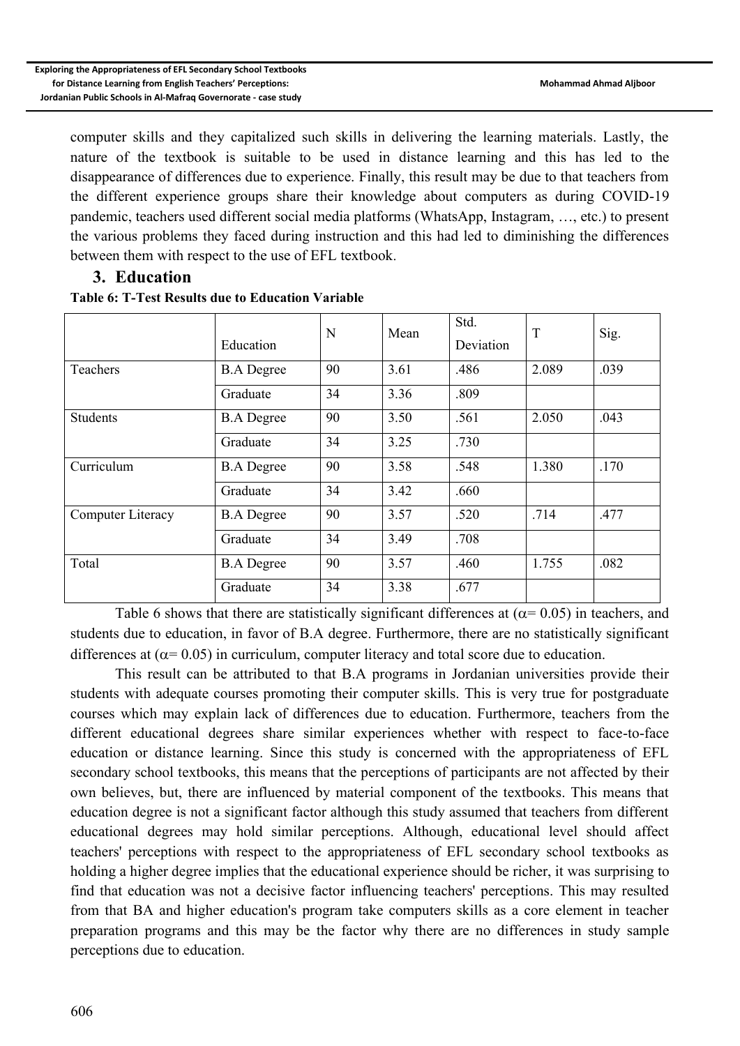computer skills and they capitalized such skills in delivering the learning materials. Lastly, the nature of the textbook is suitable to be used in distance learning and this has led to the disappearance of differences due to experience. Finally, this result may be due to that teachers from the different experience groups share their knowledge about computers as during COVID-19 pandemic, teachers used different social media platforms (WhatsApp, Instagram, …, etc.) to present the various problems they faced during instruction and this had led to diminishing the differences between them with respect to the use of EFL textbook.

## 3. Education

**Table 6: T-Test Results due to Education Variable**

| | Education | N | Mean | Std. Deviation | T | Sig. |
|---|---|---|---|---|---|---|
| Teachers | B.A Degree | 90 | 3.61 | .486 | 2.089 | .039 |
| | Graduate | 34 | 3.36 | .809 | | |
| Students | B.A Degree | 90 | 3.50 | .561 | 2.050 | .043 |
| | Graduate | 34 | 3.25 | .730 | | |
| Curriculum | B.A Degree | 90 | 3.58 | .548 | 1.380 | .170 |
| | Graduate | 34 | 3.42 | .660 | | |
| Computer Literacy | B.A Degree | 90 | 3.57 | .520 | .714 | .477 |
| | Graduate | 34 | 3.49 | .708 | | |
| Total | B.A Degree | 90 | 3.57 | .460 | 1.755 | .082 |
| | Graduate | 34 | 3.38 | .677 | | |

Table 6 shows that there are statistically significant differences at ($\alpha$= 0.05) in teachers, and students due to education, in favor of B.A degree. Furthermore, there are no statistically significant differences at ($\alpha$= 0.05) in curriculum, computer literacy and total score due to education.

This result can be attributed to that B.A programs in Jordanian universities provide their students with adequate courses promoting their computer skills. This is very true for postgraduate courses which may explain lack of differences due to education. Furthermore, teachers from the different educational degrees share similar experiences whether with respect to face-to-face education or distance learning. Since this study is concerned with the appropriateness of EFL secondary school textbooks, this means that the perceptions of participants are not affected by their own believes, but, there are influenced by material component of the textbooks. This means that education degree is not a significant factor although this study assumed that teachers from different educational degrees may hold similar perceptions. Although, educational level should affect teachers' perceptions with respect to the appropriateness of EFL secondary school textbooks as holding a higher degree implies that the educational experience should be richer, it was surprising to find that education was not a decisive factor influencing teachers' perceptions. This may resulted from that BA and higher education's program take computers skills as a core element in teacher preparation programs and this may be the factor why there are no differences in study sample perceptions due to education.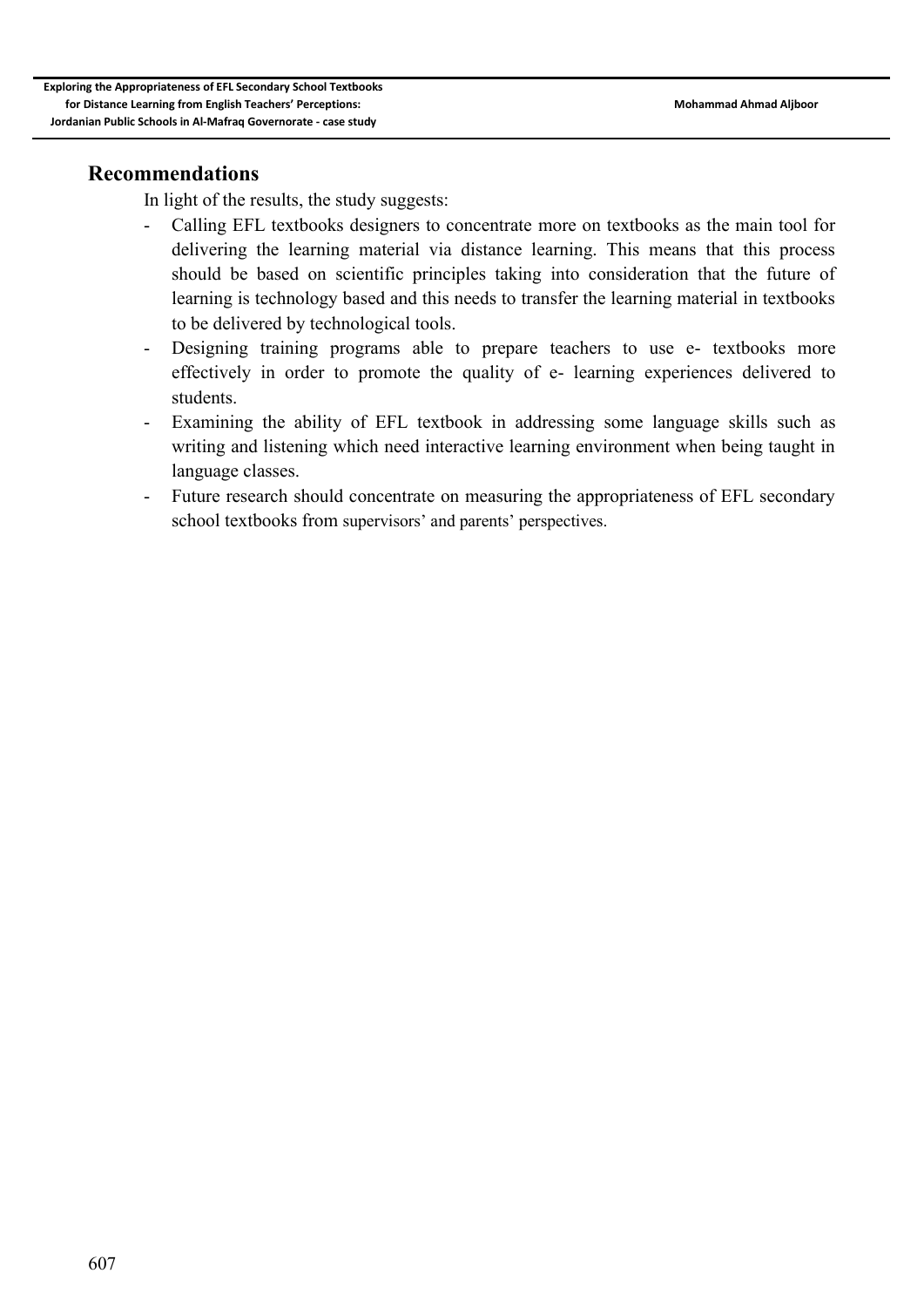## Recommendations

In light of the results, the study suggests:

- Calling EFL textbooks designers to concentrate more on textbooks as the main tool for delivering the learning material via distance learning. This means that this process should be based on scientific principles taking into consideration that the future of learning is technology based and this needs to transfer the learning material in textbooks to be delivered by technological tools.
- Designing training programs able to prepare teachers to use e- textbooks more effectively in order to promote the quality of e- learning experiences delivered to students.
- Examining the ability of EFL textbook in addressing some language skills such as writing and listening which need interactive learning environment when being taught in language classes.
- Future research should concentrate on measuring the appropriateness of EFL secondary school textbooks from supervisors' and parents' perspectives.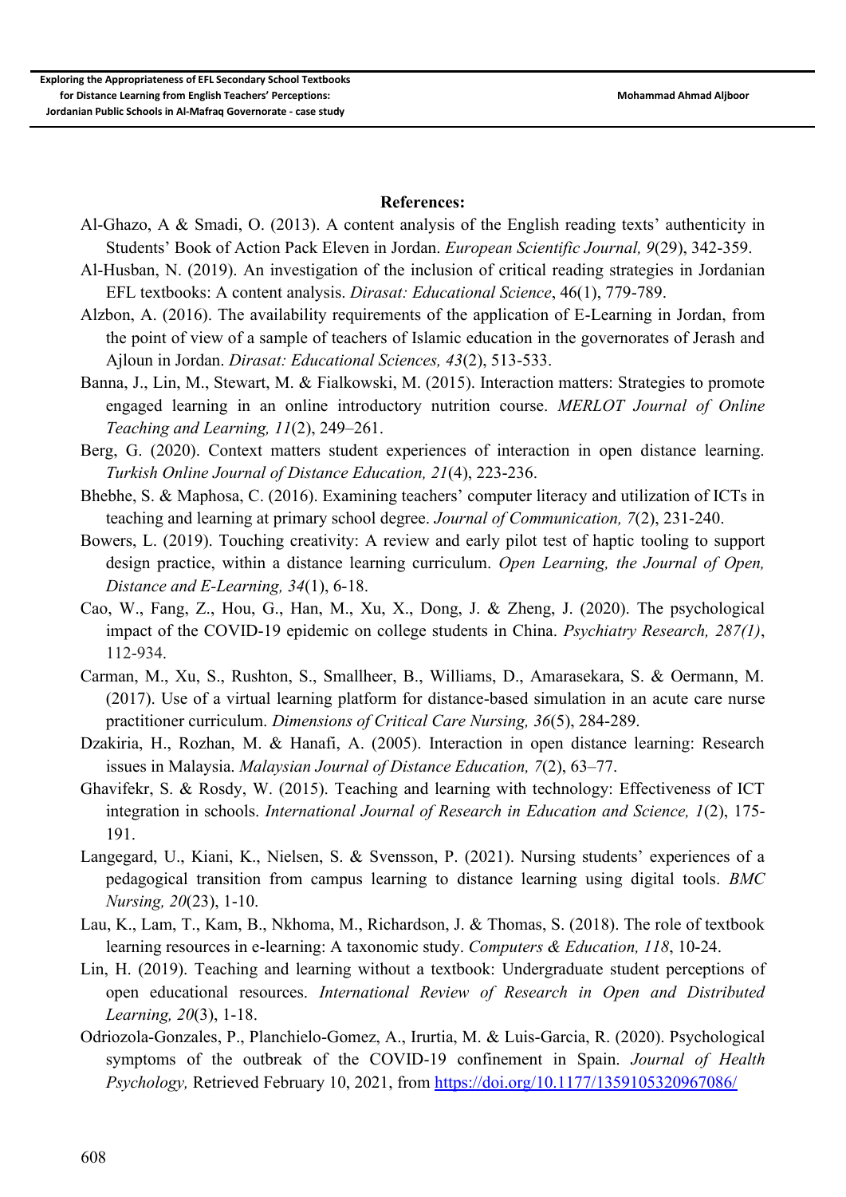**References:**

Al-Ghazo, A & Smadi, O. (2013). A content analysis of the English reading texts' authenticity in Students' Book of Action Pack Eleven in Jordan. *European Scientific Journal, 9*(29), 342-359.

Al-Husban, N. (2019). An investigation of the inclusion of critical reading strategies in Jordanian EFL textbooks: A content analysis. *Dirasat: Educational Science*, 46(1), 779-789.

Alzbon, A. (2016). The availability requirements of the application of E-Learning in Jordan, from the point of view of a sample of teachers of Islamic education in the governorates of Jerash and Ajloun in Jordan. *Dirasat: Educational Sciences, 43*(2), 513-533.

Banna, J., Lin, M., Stewart, M. & Fialkowski, M. (2015). Interaction matters: Strategies to promote engaged learning in an online introductory nutrition course. *MERLOT Journal of Online Teaching and Learning, 11*(2), 249–261.

Berg, G. (2020). Context matters student experiences of interaction in open distance learning. *Turkish Online Journal of Distance Education, 21*(4), 223-236.

Bhebhe, S. & Maphosa, C. (2016). Examining teachers' computer literacy and utilization of ICTs in teaching and learning at primary school degree. *Journal of Communication, 7*(2), 231-240.

Bowers, L. (2019). Touching creativity: A review and early pilot test of haptic tooling to support design practice, within a distance learning curriculum. *Open Learning, the Journal of Open, Distance and E-Learning, 34*(1), 6-18.

Cao, W., Fang, Z., Hou, G., Han, M., Xu, X., Dong, J. & Zheng, J. (2020). The psychological impact of the COVID-19 epidemic on college students in China. *Psychiatry Research, 287(1)*, 112-934.

Carman, M., Xu, S., Rushton, S., Smallheer, B., Williams, D., Amarasekara, S. & Oermann, M. (2017). Use of a virtual learning platform for distance-based simulation in an acute care nurse practitioner curriculum. *Dimensions of Critical Care Nursing, 36*(5), 284-289.

Dzakiria, H., Rozhan, M. & Hanafi, A. (2005). Interaction in open distance learning: Research issues in Malaysia. *Malaysian Journal of Distance Education, 7*(2), 63–77.

Ghavifekr, S. & Rosdy, W. (2015). Teaching and learning with technology: Effectiveness of ICT integration in schools. *International Journal of Research in Education and Science, 1*(2), 175-191.

Langegard, U., Kiani, K., Nielsen, S. & Svensson, P. (2021). Nursing students' experiences of a pedagogical transition from campus learning to distance learning using digital tools. *BMC Nursing, 20*(23), 1-10.

Lau, K., Lam, T., Kam, B., Nkhoma, M., Richardson, J. & Thomas, S. (2018). The role of textbook learning resources in e-learning: A taxonomic study. *Computers & Education, 118*, 10-24.

Lin, H. (2019). Teaching and learning without a textbook: Undergraduate student perceptions of open educational resources. *International Review of Research in Open and Distributed Learning, 20*(3), 1-18.

Odriozola-Gonzales, P., Planchielo-Gomez, A., Irurtia, M. & Luis-Garcia, R. (2020). Psychological symptoms of the outbreak of the COVID-19 confinement in Spain. *Journal of Health Psychology,* Retrieved February 10, 2021, from https://doi.org/10.1177/1359105320967086/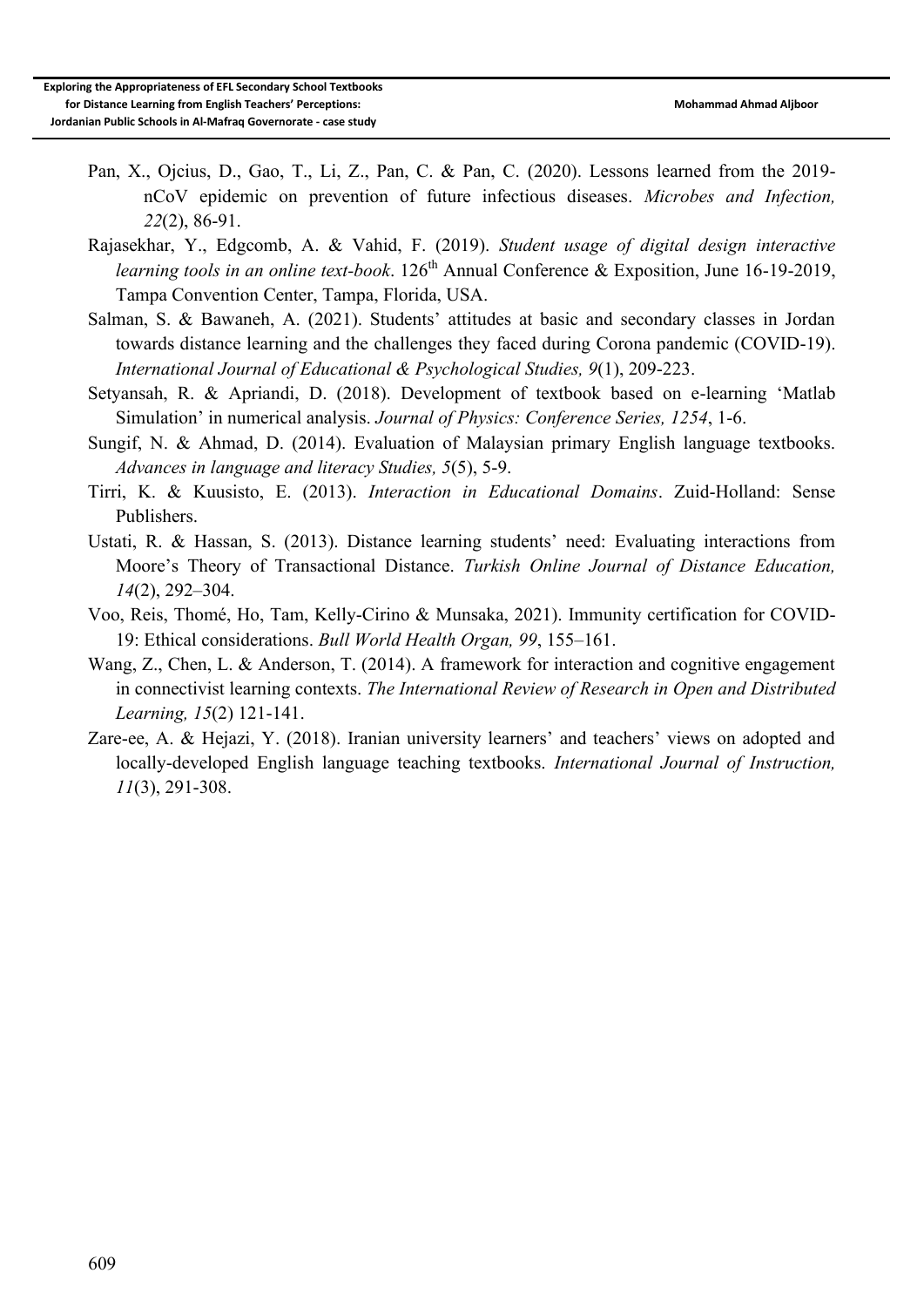Pan, X., Ojcius, D., Gao, T., Li, Z., Pan, C. & Pan, C. (2020). Lessons learned from the 2019-nCoV epidemic on prevention of future infectious diseases. *Microbes and Infection, 22*(2), 86-91.

Rajasekhar, Y., Edgcomb, A. & Vahid, F. (2019). *Student usage of digital design interactive learning tools in an online text-book*. 126th Annual Conference & Exposition, June 16-19-2019, Tampa Convention Center, Tampa, Florida, USA.

Salman, S. & Bawaneh, A. (2021). Students' attitudes at basic and secondary classes in Jordan towards distance learning and the challenges they faced during Corona pandemic (COVID-19). *International Journal of Educational & Psychological Studies, 9*(1), 209-223.

Setyansah, R. & Apriandi, D. (2018). Development of textbook based on e-learning 'Matlab Simulation' in numerical analysis. *Journal of Physics: Conference Series, 1254*, 1-6.

Sungif, N. & Ahmad, D. (2014). Evaluation of Malaysian primary English language textbooks. *Advances in language and literacy Studies, 5*(5), 5-9.

Tirri, K. & Kuusisto, E. (2013). *Interaction in Educational Domains*. Zuid-Holland: Sense Publishers.

Ustati, R. & Hassan, S. (2013). Distance learning students' need: Evaluating interactions from Moore's Theory of Transactional Distance. *Turkish Online Journal of Distance Education, 14*(2), 292–304.

Voo, Reis, Thomé, Ho, Tam, Kelly-Cirino & Munsaka, 2021). Immunity certification for COVID-19: Ethical considerations. *Bull World Health Organ, 99*, 155–161.

Wang, Z., Chen, L. & Anderson, T. (2014). A framework for interaction and cognitive engagement in connectivist learning contexts. *The International Review of Research in Open and Distributed Learning, 15*(2) 121-141.

Zare-ee, A. & Hejazi, Y. (2018). Iranian university learners' and teachers' views on adopted and locally-developed English language teaching textbooks. *International Journal of Instruction, 11*(3), 291-308.